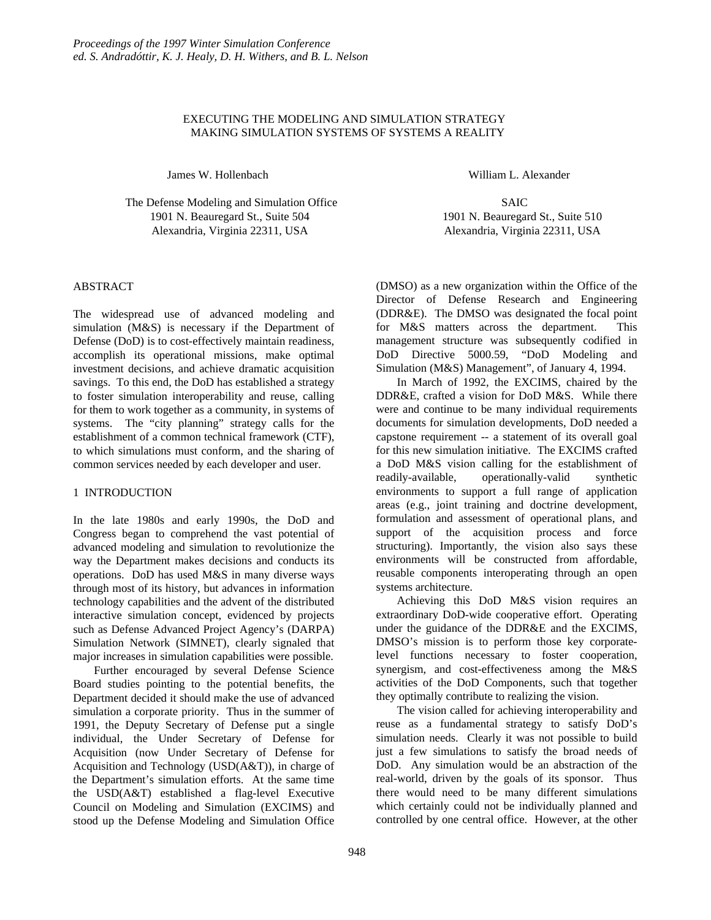# EXECUTING THE MODELING AND SIMULATION STRATEGY MAKING SIMULATION SYSTEMS OF SYSTEMS A REALITY

James W. Hollenbach

The Defense Modeling and Simulation Office
1901 N. Beauregard St., Suite 504
Alexandria, Virginia 22311, USA

William L. Alexander

SAIC
1901 N. Beauregard St., Suite 510
Alexandria, Virginia 22311, USA

## ABSTRACT

The widespread use of advanced modeling and simulation (M&S) is necessary if the Department of Defense (DoD) is to cost-effectively maintain readiness, accomplish its operational missions, make optimal investment decisions, and achieve dramatic acquisition savings. To this end, the DoD has established a strategy to foster simulation interoperability and reuse, calling for them to work together as a community, in systems of systems. The "city planning" strategy calls for the establishment of a common technical framework (CTF), to which simulations must conform, and the sharing of common services needed by each developer and user.

## 1 INTRODUCTION

In the late 1980s and early 1990s, the DoD and Congress began to comprehend the vast potential of advanced modeling and simulation to revolutionize the way the Department makes decisions and conducts its operations. DoD has used M&S in many diverse ways through most of its history, but advances in information technology capabilities and the advent of the distributed interactive simulation concept, evidenced by projects such as Defense Advanced Project Agency's (DARPA) Simulation Network (SIMNET), clearly signaled that major increases in simulation capabilities were possible.

Further encouraged by several Defense Science Board studies pointing to the potential benefits, the Department decided it should make the use of advanced simulation a corporate priority. Thus in the summer of 1991, the Deputy Secretary of Defense put a single individual, the Under Secretary of Defense for Acquisition (now Under Secretary of Defense for Acquisition and Technology (USD(A&T)), in charge of the Department's simulation efforts. At the same time the USD(A&T) established a flag-level Executive Council on Modeling and Simulation (EXCIMS) and stood up the Defense Modeling and Simulation Office (DMSO) as a new organization within the Office of the Director of Defense Research and Engineering (DDR&E). The DMSO was designated the focal point for M&S matters across the department. This management structure was subsequently codified in DoD Directive 5000.59, "DoD Modeling and Simulation (M&S) Management", of January 4, 1994.

In March of 1992, the EXCIMS, chaired by the DDR&E, crafted a vision for DoD M&S. While there were and continue to be many individual requirements documents for simulation developments, DoD needed a capstone requirement -- a statement of its overall goal for this new simulation initiative. The EXCIMS crafted a DoD M&S vision calling for the establishment of readily-available, operationally-valid synthetic environments to support a full range of application areas (e.g., joint training and doctrine development, formulation and assessment of operational plans, and support of the acquisition process and force structuring). Importantly, the vision also says these environments will be constructed from affordable, reusable components interoperating through an open systems architecture.

Achieving this DoD M&S vision requires an extraordinary DoD-wide cooperative effort. Operating under the guidance of the DDR&E and the EXCIMS, DMSO's mission is to perform those key corporate-level functions necessary to foster cooperation, synergism, and cost-effectiveness among the M&S activities of the DoD Components, such that together they optimally contribute to realizing the vision.

The vision called for achieving interoperability and reuse as a fundamental strategy to satisfy DoD's simulation needs. Clearly it was not possible to build just a few simulations to satisfy the broad needs of DoD. Any simulation would be an abstraction of the real-world, driven by the goals of its sponsor. Thus there would need to be many different simulations which certainly could not be individually planned and controlled by one central office. However, at the other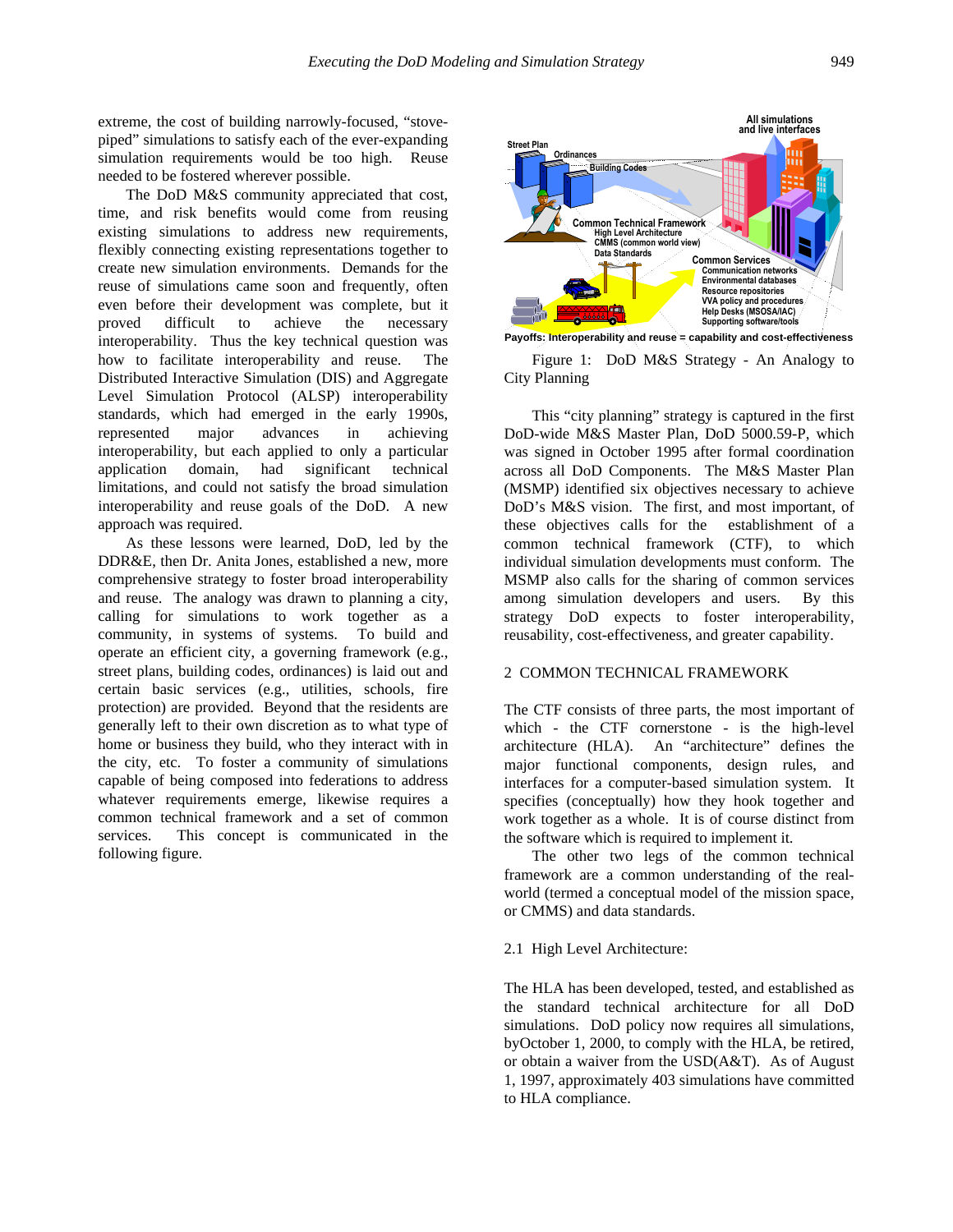extreme, the cost of building narrowly-focused, "stove-piped" simulations to satisfy each of the ever-expanding simulation requirements would be too high. Reuse needed to be fostered wherever possible.

The DoD M&S community appreciated that cost, time, and risk benefits would come from reusing existing simulations to address new requirements, flexibly connecting existing representations together to create new simulation environments. Demands for the reuse of simulations came soon and frequently, often even before their development was complete, but it proved difficult to achieve the necessary interoperability. Thus the key technical question was how to facilitate interoperability and reuse. The Distributed Interactive Simulation (DIS) and Aggregate Level Simulation Protocol (ALSP) interoperability standards, which had emerged in the early 1990s, represented major advances in achieving interoperability, but each applied to only a particular application domain, had significant technical limitations, and could not satisfy the broad simulation interoperability and reuse goals of the DoD. A new approach was required.

As these lessons were learned, DoD, led by the DDR&E, then Dr. Anita Jones, established a new, more comprehensive strategy to foster broad interoperability and reuse. The analogy was drawn to planning a city, calling for simulations to work together as a community, in systems of systems. To build and operate an efficient city, a governing framework (e.g., street plans, building codes, ordinances) is laid out and certain basic services (e.g., utilities, schools, fire protection) are provided. Beyond that the residents are generally left to their own discretion as to what type of home or business they build, who they interact with in the city, etc. To foster a community of simulations capable of being composed into federations to address whatever requirements emerge, likewise requires a common technical framework and a set of common services. This concept is communicated in the following figure.

All simulations and live interfaces

Street Plan

Ordinances

Building Codes

Common Technical Framework
High Level Architecture
CMMS (common world view)
Data Standards

Common Services
Communication networks
Environmental databases
Resource repositories
VVA policy and procedures
Help Desks (MSOSA/IAC)
Supporting software/tools

Payoffs: Interoperability and reuse = capability and cost-effectiveness

Figure 1: DoD M&S Strategy - An Analogy to City Planning

This "city planning" strategy is captured in the first DoD-wide M&S Master Plan, DoD 5000.59-P, which was signed in October 1995 after formal coordination across all DoD Components. The M&S Master Plan (MSMP) identified six objectives necessary to achieve DoD's M&S vision. The first, and most important, of these objectives calls for the establishment of a common technical framework (CTF), to which individual simulation developments must conform. The MSMP also calls for the sharing of common services among simulation developers and users. By this strategy DoD expects to foster interoperability, reusability, cost-effectiveness, and greater capability.

## 2 COMMON TECHNICAL FRAMEWORK

The CTF consists of three parts, the most important of which - the CTF cornerstone - is the high-level architecture (HLA). An "architecture" defines the major functional components, design rules, and interfaces for a computer-based simulation system. It specifies (conceptually) how they hook together and work together as a whole. It is of course distinct from the software which is required to implement it.

The other two legs of the common technical framework are a common understanding of the real-world (termed a conceptual model of the mission space, or CMMS) and data standards.

### 2.1 High Level Architecture:

The HLA has been developed, tested, and established as the standard technical architecture for all DoD simulations. DoD policy now requires all simulations, byOctober 1, 2000, to comply with the HLA, be retired, or obtain a waiver from the USD(A&T). As of August 1, 1997, approximately 403 simulations have committed to HLA compliance.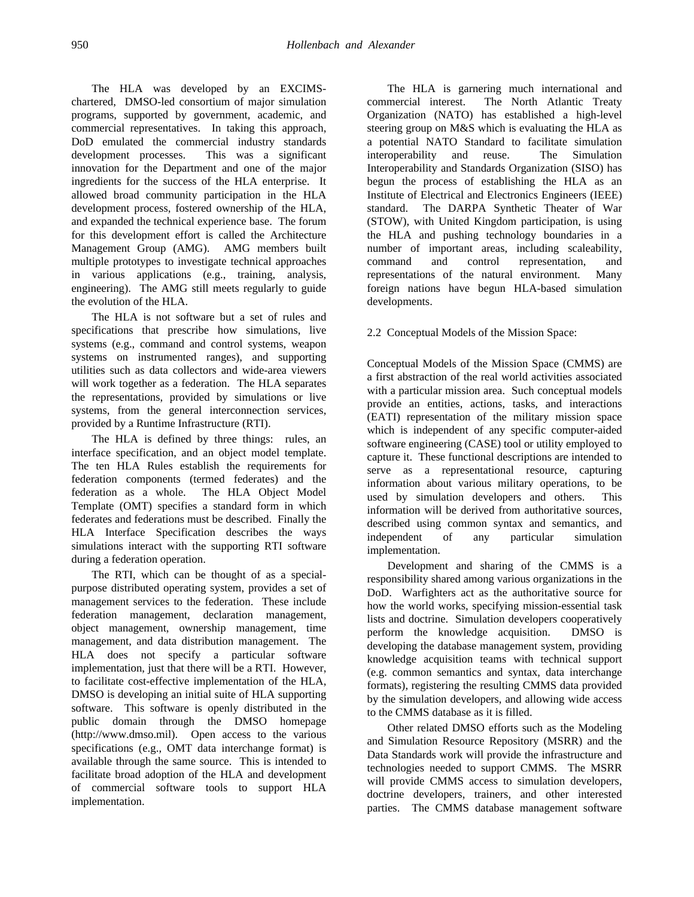The HLA was developed by an EXCIMS-chartered, DMSO-led consortium of major simulation programs, supported by government, academic, and commercial representatives. In taking this approach, DoD emulated the commercial industry standards development processes. This was a significant innovation for the Department and one of the major ingredients for the success of the HLA enterprise. It allowed broad community participation in the HLA development process, fostered ownership of the HLA, and expanded the technical experience base. The forum for this development effort is called the Architecture Management Group (AMG). AMG members built multiple prototypes to investigate technical approaches in various applications (e.g., training, analysis, engineering). The AMG still meets regularly to guide the evolution of the HLA.

The HLA is not software but a set of rules and specifications that prescribe how simulations, live systems (e.g., command and control systems, weapon systems on instrumented ranges), and supporting utilities such as data collectors and wide-area viewers will work together as a federation. The HLA separates the representations, provided by simulations or live systems, from the general interconnection services, provided by a Runtime Infrastructure (RTI).

The HLA is defined by three things: rules, an interface specification, and an object model template. The ten HLA Rules establish the requirements for federation components (termed federates) and the federation as a whole. The HLA Object Model Template (OMT) specifies a standard form in which federates and federations must be described. Finally the HLA Interface Specification describes the ways simulations interact with the supporting RTI software during a federation operation.

The RTI, which can be thought of as a special-purpose distributed operating system, provides a set of management services to the federation. These include federation management, declaration management, object management, ownership management, time management, and data distribution management. The HLA does not specify a particular software implementation, just that there will be a RTI. However, to facilitate cost-effective implementation of the HLA, DMSO is developing an initial suite of HLA supporting software. This software is openly distributed in the public domain through the DMSO homepage (http://www.dmso.mil). Open access to the various specifications (e.g., OMT data interchange format) is available through the same source. This is intended to facilitate broad adoption of the HLA and development of commercial software tools to support HLA implementation.

The HLA is garnering much international and commercial interest. The North Atlantic Treaty Organization (NATO) has established a high-level steering group on M&S which is evaluating the HLA as a potential NATO Standard to facilitate simulation interoperability and reuse. The Simulation Interoperability and Standards Organization (SISO) has begun the process of establishing the HLA as an Institute of Electrical and Electronics Engineers (IEEE) standard. The DARPA Synthetic Theater of War (STOW), with United Kingdom participation, is using the HLA and pushing technology boundaries in a number of important areas, including scaleability, command and control representation, and representations of the natural environment. Many foreign nations have begun HLA-based simulation developments.

## 2.2 Conceptual Models of the Mission Space:

Conceptual Models of the Mission Space (CMMS) are a first abstraction of the real world activities associated with a particular mission area. Such conceptual models provide an entities, actions, tasks, and interactions (EATI) representation of the military mission space which is independent of any specific computer-aided software engineering (CASE) tool or utility employed to capture it. These functional descriptions are intended to serve as a representational resource, capturing information about various military operations, to be used by simulation developers and others. This information will be derived from authoritative sources, described using common syntax and semantics, and independent of any particular simulation implementation.

Development and sharing of the CMMS is a responsibility shared among various organizations in the DoD. Warfighters act as the authoritative source for how the world works, specifying mission-essential task lists and doctrine. Simulation developers cooperatively perform the knowledge acquisition. DMSO is developing the database management system, providing knowledge acquisition teams with technical support (e.g. common semantics and syntax, data interchange formats), registering the resulting CMMS data provided by the simulation developers, and allowing wide access to the CMMS database as it is filled.

Other related DMSO efforts such as the Modeling and Simulation Resource Repository (MSRR) and the Data Standards work will provide the infrastructure and technologies needed to support CMMS. The MSRR will provide CMMS access to simulation developers, doctrine developers, trainers, and other interested parties. The CMMS database management software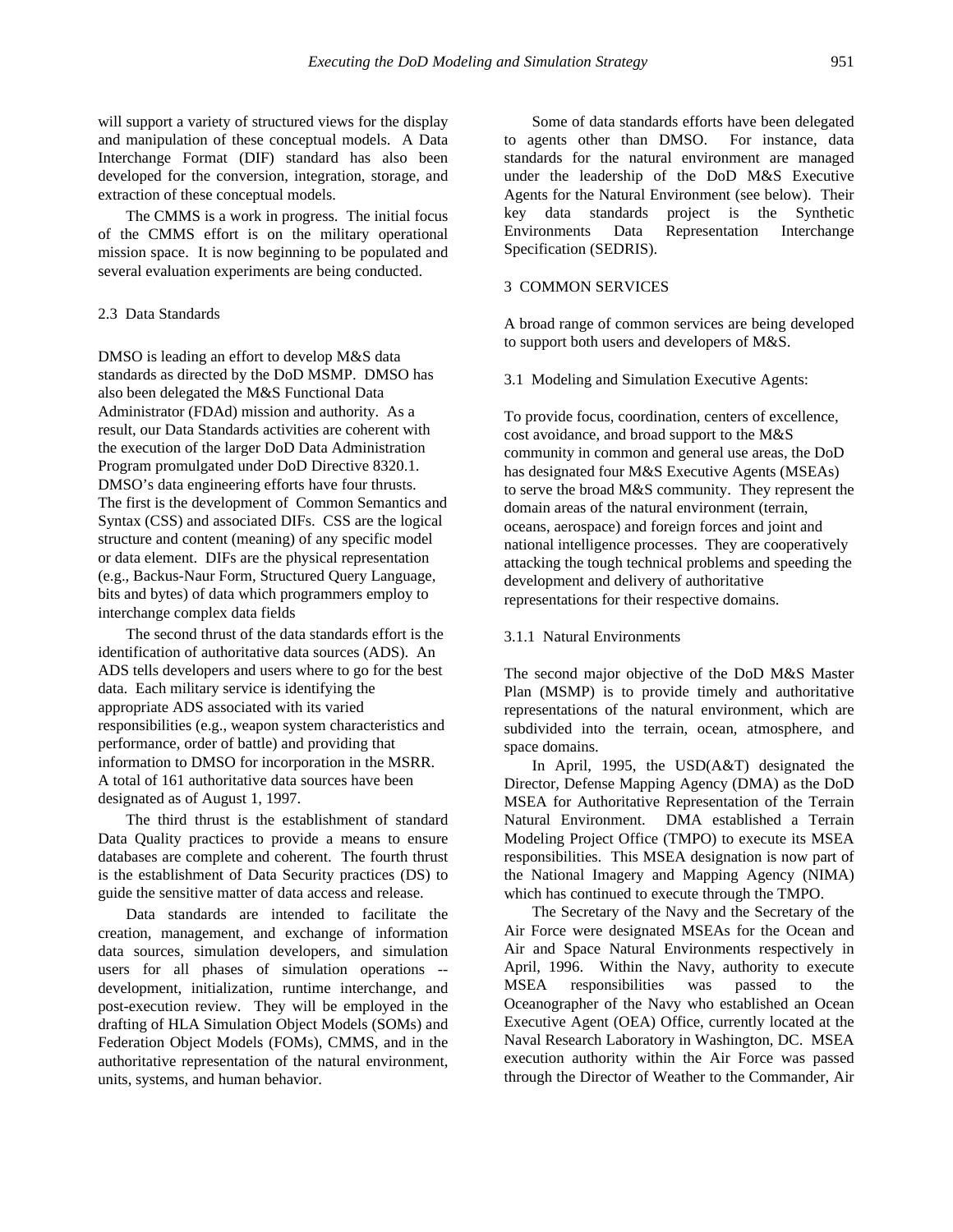will support a variety of structured views for the display and manipulation of these conceptual models. A Data Interchange Format (DIF) standard has also been developed for the conversion, integration, storage, and extraction of these conceptual models.

The CMMS is a work in progress. The initial focus of the CMMS effort is on the military operational mission space. It is now beginning to be populated and several evaluation experiments are being conducted.

## 2.3 Data Standards

DMSO is leading an effort to develop M&S data standards as directed by the DoD MSMP. DMSO has also been delegated the M&S Functional Data Administrator (FDAd) mission and authority. As a result, our Data Standards activities are coherent with the execution of the larger DoD Data Administration Program promulgated under DoD Directive 8320.1. DMSO's data engineering efforts have four thrusts. The first is the development of Common Semantics and Syntax (CSS) and associated DIFs. CSS are the logical structure and content (meaning) of any specific model or data element. DIFs are the physical representation (e.g., Backus-Naur Form, Structured Query Language, bits and bytes) of data which programmers employ to interchange complex data fields

The second thrust of the data standards effort is the identification of authoritative data sources (ADS). An ADS tells developers and users where to go for the best data. Each military service is identifying the appropriate ADS associated with its varied responsibilities (e.g., weapon system characteristics and performance, order of battle) and providing that information to DMSO for incorporation in the MSRR. A total of 161 authoritative data sources have been designated as of August 1, 1997.

The third thrust is the establishment of standard Data Quality practices to provide a means to ensure databases are complete and coherent. The fourth thrust is the establishment of Data Security practices (DS) to guide the sensitive matter of data access and release.

Data standards are intended to facilitate the creation, management, and exchange of information data sources, simulation developers, and simulation users for all phases of simulation operations -- development, initialization, runtime interchange, and post-execution review. They will be employed in the drafting of HLA Simulation Object Models (SOMs) and Federation Object Models (FOMs), CMMS, and in the authoritative representation of the natural environment, units, systems, and human behavior.

Some of data standards efforts have been delegated to agents other than DMSO. For instance, data standards for the natural environment are managed under the leadership of the DoD M&S Executive Agents for the Natural Environment (see below). Their key data standards project is the Synthetic Environments Data Representation Interchange Specification (SEDRIS).

# 3 COMMON SERVICES

A broad range of common services are being developed to support both users and developers of M&S.

## 3.1 Modeling and Simulation Executive Agents:

To provide focus, coordination, centers of excellence, cost avoidance, and broad support to the M&S community in common and general use areas, the DoD has designated four M&S Executive Agents (MSEAs) to serve the broad M&S community. They represent the domain areas of the natural environment (terrain, oceans, aerospace) and foreign forces and joint and national intelligence processes. They are cooperatively attacking the tough technical problems and speeding the development and delivery of authoritative representations for their respective domains.

### 3.1.1 Natural Environments

The second major objective of the DoD M&S Master Plan (MSMP) is to provide timely and authoritative representations of the natural environment, which are subdivided into the terrain, ocean, atmosphere, and space domains.

In April, 1995, the USD(A&T) designated the Director, Defense Mapping Agency (DMA) as the DoD MSEA for Authoritative Representation of the Terrain Natural Environment. DMA established a Terrain Modeling Project Office (TMPO) to execute its MSEA responsibilities. This MSEA designation is now part of the National Imagery and Mapping Agency (NIMA) which has continued to execute through the TMPO.

The Secretary of the Navy and the Secretary of the Air Force were designated MSEAs for the Ocean and Air and Space Natural Environments respectively in April, 1996. Within the Navy, authority to execute MSEA responsibilities was passed to the Oceanographer of the Navy who established an Ocean Executive Agent (OEA) Office, currently located at the Naval Research Laboratory in Washington, DC. MSEA execution authority within the Air Force was passed through the Director of Weather to the Commander, Air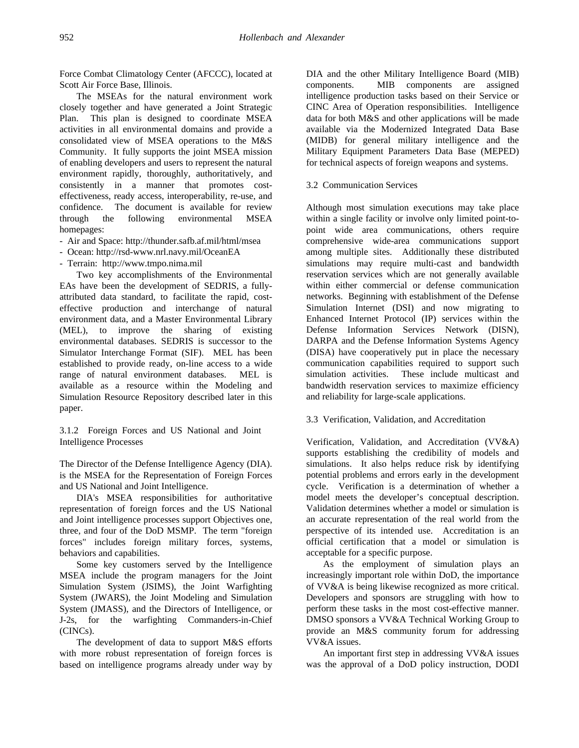Force Combat Climatology Center (AFCCC), located at Scott Air Force Base, Illinois.

The MSEAs for the natural environment work closely together and have generated a Joint Strategic Plan. This plan is designed to coordinate MSEA activities in all environmental domains and provide a consolidated view of MSEA operations to the M&S Community. It fully supports the joint MSEA mission of enabling developers and users to represent the natural environment rapidly, thoroughly, authoritatively, and consistently in a manner that promotes cost-effectiveness, ready access, interoperability, re-use, and confidence. The document is available for review through the following environmental MSEA homepages:

- Air and Space: http://thunder.safb.af.mil/html/msea
- Ocean: http://rsd-www.nrl.navy.mil/OceanEA
- Terrain: http://www.tmpo.nima.mil

Two key accomplishments of the Environmental EAs have been the development of SEDRIS, a fully-attributed data standard, to facilitate the rapid, cost-effective production and interchange of natural environment data, and a Master Environmental Library (MEL), to improve the sharing of existing environmental databases. SEDRIS is successor to the Simulator Interchange Format (SIF). MEL has been established to provide ready, on-line access to a wide range of natural environment databases. MEL is available as a resource within the Modeling and Simulation Resource Repository described later in this paper.

#### 3.1.2 Foreign Forces and US National and Joint Intelligence Processes

The Director of the Defense Intelligence Agency (DIA). is the MSEA for the Representation of Foreign Forces and US National and Joint Intelligence.

DIA's MSEA responsibilities for authoritative representation of foreign forces and the US National and Joint intelligence processes support Objectives one, three, and four of the DoD MSMP. The term "foreign forces" includes foreign military forces, systems, behaviors and capabilities.

Some key customers served by the Intelligence MSEA include the program managers for the Joint Simulation System (JSIMS), the Joint Warfighting System (JWARS), the Joint Modeling and Simulation System (JMASS), and the Directors of Intelligence, or J-2s, for the warfighting Commanders-in-Chief (CINCs).

The development of data to support M&S efforts with more robust representation of foreign forces is based on intelligence programs already under way by DIA and the other Military Intelligence Board (MIB) components. MIB components are assigned intelligence production tasks based on their Service or CINC Area of Operation responsibilities. Intelligence data for both M&S and other applications will be made available via the Modernized Integrated Data Base (MIDB) for general military intelligence and the Military Equipment Parameters Data Base (MEPED) for technical aspects of foreign weapons and systems.

### 3.2 Communication Services

Although most simulation executions may take place within a single facility or involve only limited point-to-point wide area communications, others require comprehensive wide-area communications support among multiple sites. Additionally these distributed simulations may require multi-cast and bandwidth reservation services which are not generally available within either commercial or defense communication networks. Beginning with establishment of the Defense Simulation Internet (DSI) and now migrating to Enhanced Internet Protocol (IP) services within the Defense Information Services Network (DISN), DARPA and the Defense Information Systems Agency (DISA) have cooperatively put in place the necessary communication capabilities required to support such simulation activities. These include multicast and bandwidth reservation services to maximize efficiency and reliability for large-scale applications.

### 3.3 Verification, Validation, and Accreditation

Verification, Validation, and Accreditation (VV&A) supports establishing the credibility of models and simulations. It also helps reduce risk by identifying potential problems and errors early in the development cycle. Verification is a determination of whether a model meets the developer's conceptual description. Validation determines whether a model or simulation is an accurate representation of the real world from the perspective of its intended use. Accreditation is an official certification that a model or simulation is acceptable for a specific purpose.

As the employment of simulation plays an increasingly important role within DoD, the importance of VV&A is being likewise recognized as more critical. Developers and sponsors are struggling with how to perform these tasks in the most cost-effective manner. DMSO sponsors a VV&A Technical Working Group to provide an M&S community forum for addressing VV&A issues.

An important first step in addressing VV&A issues was the approval of a DoD policy instruction, DODI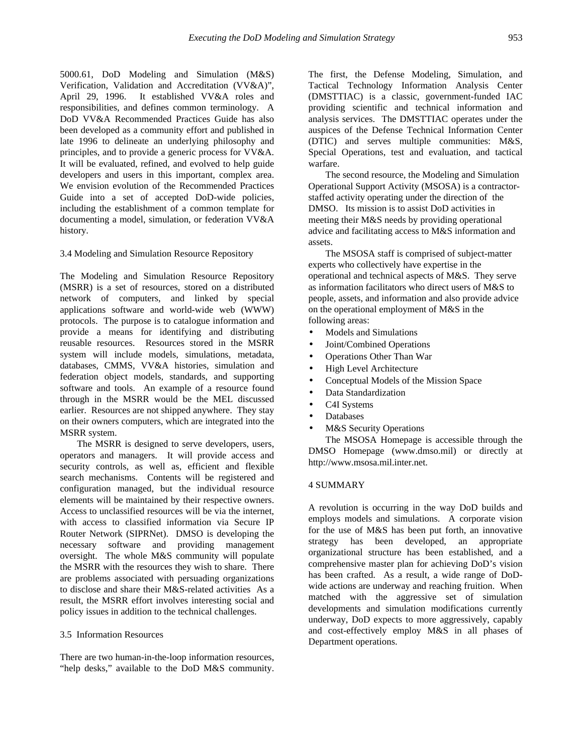5000.61, DoD Modeling and Simulation (M&S) Verification, Validation and Accreditation (VV&A)", April 29, 1996. It established VV&A roles and responsibilities, and defines common terminology. A DoD VV&A Recommended Practices Guide has also been developed as a community effort and published in late 1996 to delineate an underlying philosophy and principles, and to provide a generic process for VV&A. It will be evaluated, refined, and evolved to help guide developers and users in this important, complex area. We envision evolution of the Recommended Practices Guide into a set of accepted DoD-wide policies, including the establishment of a common template for documenting a model, simulation, or federation VV&A history.

## 3.4 Modeling and Simulation Resource Repository

The Modeling and Simulation Resource Repository (MSRR) is a set of resources, stored on a distributed network of computers, and linked by special applications software and world-wide web (WWW) protocols. The purpose is to catalogue information and provide a means for identifying and distributing reusable resources. Resources stored in the MSRR system will include models, simulations, metadata, databases, CMMS, VV&A histories, simulation and federation object models, standards, and supporting software and tools. An example of a resource found through in the MSRR would be the MEL discussed earlier. Resources are not shipped anywhere. They stay on their owners computers, which are integrated into the MSRR system.

The MSRR is designed to serve developers, users, operators and managers. It will provide access and security controls, as well as, efficient and flexible search mechanisms. Contents will be registered and configuration managed, but the individual resource elements will be maintained by their respective owners. Access to unclassified resources will be via the internet, with access to classified information via Secure IP Router Network (SIPRNet). DMSO is developing the necessary software and providing management oversight. The whole M&S community will populate the MSRR with the resources they wish to share. There are problems associated with persuading organizations to disclose and share their M&S-related activities As a result, the MSRR effort involves interesting social and policy issues in addition to the technical challenges.

## 3.5 Information Resources

There are two human-in-the-loop information resources, "help desks," available to the DoD M&S community. The first, the Defense Modeling, Simulation, and Tactical Technology Information Analysis Center (DMSTTIAC) is a classic, government-funded IAC providing scientific and technical information and analysis services. The DMSTTIAC operates under the auspices of the Defense Technical Information Center (DTIC) and serves multiple communities: M&S, Special Operations, test and evaluation, and tactical warfare.

The second resource, the Modeling and Simulation Operational Support Activity (MSOSA) is a contractor-staffed activity operating under the direction of the DMSO. Its mission is to assist DoD activities in meeting their M&S needs by providing operational advice and facilitating access to M&S information and assets.

The MSOSA staff is comprised of subject-matter experts who collectively have expertise in the operational and technical aspects of M&S. They serve as information facilitators who direct users of M&S to people, assets, and information and also provide advice on the operational employment of M&S in the following areas:

- Models and Simulations
- Joint/Combined Operations
- Operations Other Than War
- High Level Architecture
- Conceptual Models of the Mission Space
- Data Standardization
- C4I Systems
- Databases
- M&S Security Operations

The MSOSA Homepage is accessible through the DMSO Homepage (www.dmso.mil) or directly at http://www.msosa.mil.inter.net.

# 4 SUMMARY

A revolution is occurring in the way DoD builds and employs models and simulations. A corporate vision for the use of M&S has been put forth, an innovative strategy has been developed, an appropriate organizational structure has been established, and a comprehensive master plan for achieving DoD's vision has been crafted. As a result, a wide range of DoD-wide actions are underway and reaching fruition. When matched with the aggressive set of simulation developments and simulation modifications currently underway, DoD expects to more aggressively, capably and cost-effectively employ M&S in all phases of Department operations.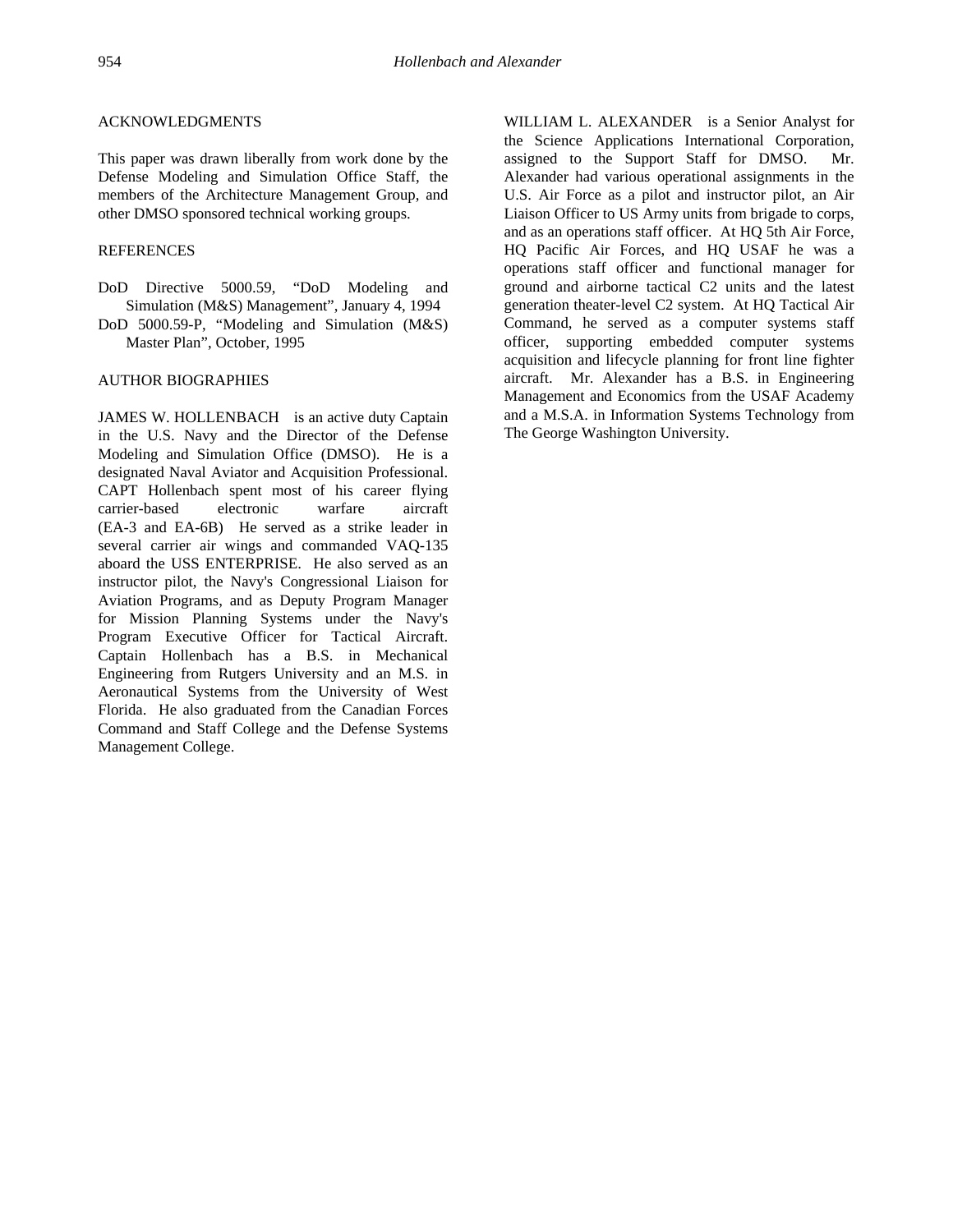## ACKNOWLEDGMENTS

This paper was drawn liberally from work done by the Defense Modeling and Simulation Office Staff, the members of the Architecture Management Group, and other DMSO sponsored technical working groups.

## REFERENCES

DoD Directive 5000.59, "DoD Modeling and Simulation (M&S) Management", January 4, 1994

DoD 5000.59-P, "Modeling and Simulation (M&S) Master Plan", October, 1995

## AUTHOR BIOGRAPHIES

JAMES W. HOLLENBACH is an active duty Captain in the U.S. Navy and the Director of the Defense Modeling and Simulation Office (DMSO). He is a designated Naval Aviator and Acquisition Professional. CAPT Hollenbach spent most of his career flying carrier-based electronic warfare aircraft (EA-3 and EA-6B) He served as a strike leader in several carrier air wings and commanded VAQ-135 aboard the USS ENTERPRISE. He also served as an instructor pilot, the Navy's Congressional Liaison for Aviation Programs, and as Deputy Program Manager for Mission Planning Systems under the Navy's Program Executive Officer for Tactical Aircraft. Captain Hollenbach has a B.S. in Mechanical Engineering from Rutgers University and an M.S. in Aeronautical Systems from the University of West Florida. He also graduated from the Canadian Forces Command and Staff College and the Defense Systems Management College.

WILLIAM L. ALEXANDER is a Senior Analyst for the Science Applications International Corporation, assigned to the Support Staff for DMSO. Mr. Alexander had various operational assignments in the U.S. Air Force as a pilot and instructor pilot, an Air Liaison Officer to US Army units from brigade to corps, and as an operations staff officer. At HQ 5th Air Force, HQ Pacific Air Forces, and HQ USAF he was a operations staff officer and functional manager for ground and airborne tactical C2 units and the latest generation theater-level C2 system. At HQ Tactical Air Command, he served as a computer systems staff officer, supporting embedded computer systems acquisition and lifecycle planning for front line fighter aircraft. Mr. Alexander has a B.S. in Engineering Management and Economics from the USAF Academy and a M.S.A. in Information Systems Technology from The George Washington University.